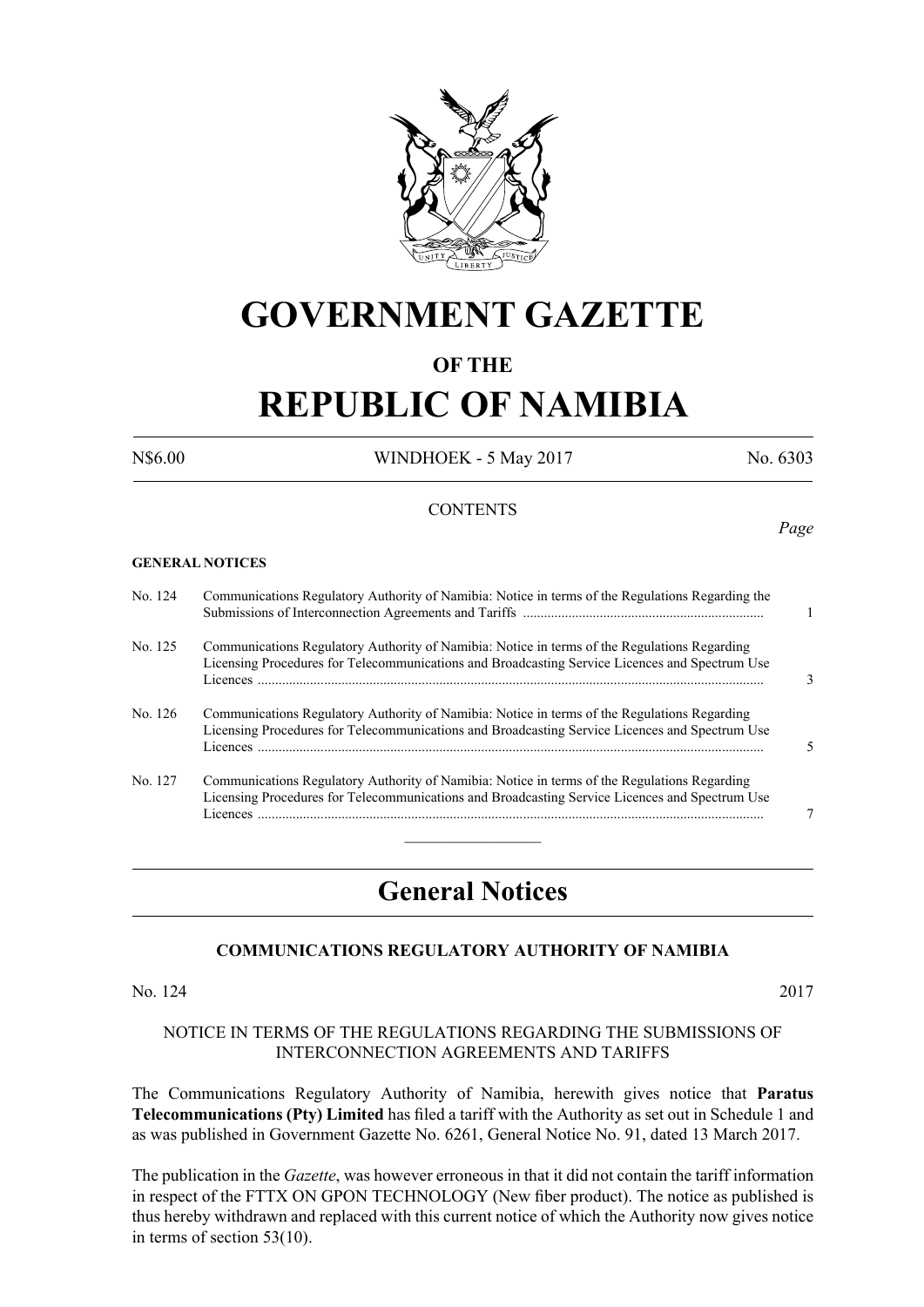# GOVERNMENT GAZETTE

## OF THE

# REPUBLIC OF NAMIBIA

N$6.00 WINDHOEK - 5 May 2017 No. 6303

CONTENTS

*Page*

**GENERAL NOTICES**

| | | |
|---|---|---|
| No. 124 | Communications Regulatory Authority of Namibia: Notice in terms of the Regulations Regarding the Submissions of Interconnection Agreements and Tariffs | 1 |
| No. 125 | Communications Regulatory Authority of Namibia: Notice in terms of the Regulations Regarding Licensing Procedures for Telecommunications and Broadcasting Service Licences and Spectrum Use Licences | 3 |
| No. 126 | Communications Regulatory Authority of Namibia: Notice in terms of the Regulations Regarding Licensing Procedures for Telecommunications and Broadcasting Service Licences and Spectrum Use Licences | 5 |
| No. 127 | Communications Regulatory Authority of Namibia: Notice in terms of the Regulations Regarding Licensing Procedures for Telecommunications and Broadcasting Service Licences and Spectrum Use Licences | 7 |

# General Notices

### COMMUNICATIONS REGULATORY AUTHORITY OF NAMIBIA

No. 124 2017

NOTICE IN TERMS OF THE REGULATIONS REGARDING THE SUBMISSIONS OF INTERCONNECTION AGREEMENTS AND TARIFFS

The Communications Regulatory Authority of Namibia, herewith gives notice that **Paratus Telecommunications (Pty) Limited** has filed a tariff with the Authority as set out in Schedule 1 and as was published in Government Gazette No. 6261, General Notice No. 91, dated 13 March 2017.

The publication in the *Gazette*, was however erroneous in that it did not contain the tariff information in respect of the FTTX ON GPON TECHNOLOGY (New fiber product). The notice as published is thus hereby withdrawn and replaced with this current notice of which the Authority now gives notice in terms of section 53(10).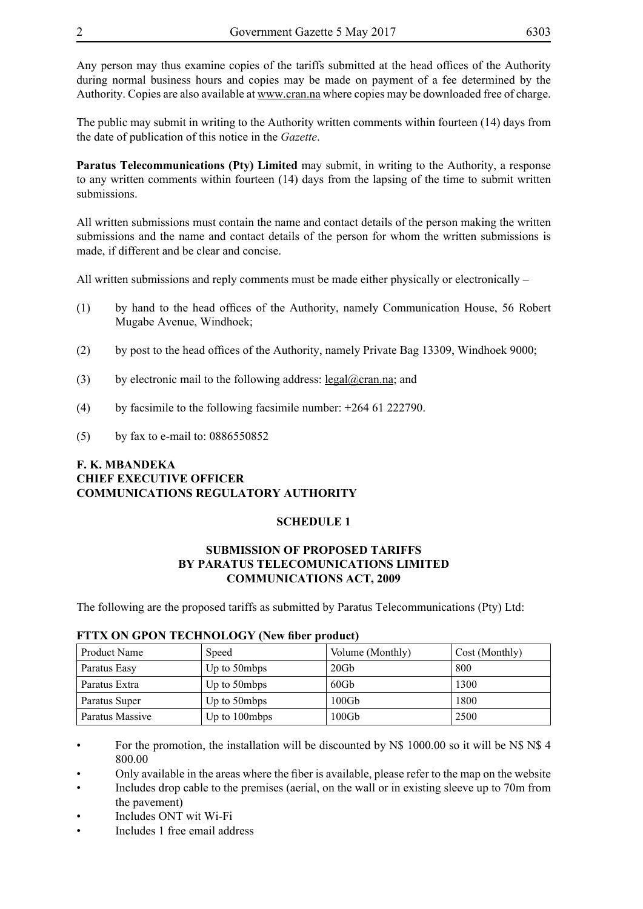Any person may thus examine copies of the tariffs submitted at the head offices of the Authority during normal business hours and copies may be made on payment of a fee determined by the Authority. Copies are also available at www.cran.na where copies may be downloaded free of charge.

The public may submit in writing to the Authority written comments within fourteen (14) days from the date of publication of this notice in the *Gazette*.

**Paratus Telecommunications (Pty) Limited** may submit, in writing to the Authority, a response to any written comments within fourteen (14) days from the lapsing of the time to submit written submissions.

All written submissions must contain the name and contact details of the person making the written submissions and the name and contact details of the person for whom the written submissions is made, if different and be clear and concise.

All written submissions and reply comments must be made either physically or electronically –

(1) by hand to the head offices of the Authority, namely Communication House, 56 Robert Mugabe Avenue, Windhoek;

(2) by post to the head offices of the Authority, namely Private Bag 13309, Windhoek 9000;

(3) by electronic mail to the following address: legal@cran.na; and

(4) by facsimile to the following facsimile number: +264 61 222790.

(5) by fax to e-mail to: 0886550852

**F. K. MBANDEKA**
**CHIEF EXECUTIVE OFFICER**
**COMMUNICATIONS REGULATORY AUTHORITY**

## SCHEDULE 1

## SUBMISSION OF PROPOSED TARIFFS BY PARATUS TELECOMUNICATIONS LIMITED COMMUNICATIONS ACT, 2009

The following are the proposed tariffs as submitted by Paratus Telecommunications (Pty) Ltd:

**FTTX ON GPON TECHNOLOGY (New fiber product)**

| Product Name | Speed | Volume (Monthly) | Cost (Monthly) |
|---|---|---|---|
| Paratus Easy | Up to 50mbps | 20Gb | 800 |
| Paratus Extra | Up to 50mbps | 60Gb | 1300 |
| Paratus Super | Up to 50mbps | 100Gb | 1800 |
| Paratus Massive | Up to 100mbps | 100Gb | 2500 |

- For the promotion, the installation will be discounted by N$ 1000.00 so it will be N$ N$ 4 800.00
- Only available in the areas where the fiber is available, please refer to the map on the website
- Includes drop cable to the premises (aerial, on the wall or in existing sleeve up to 70m from the pavement)
- Includes ONT wit Wi-Fi
- Includes 1 free email address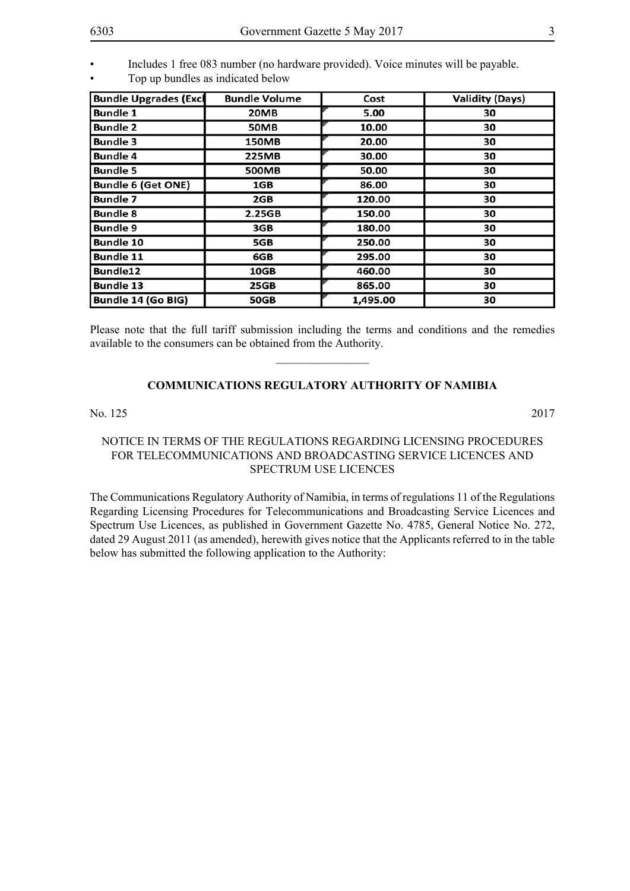- Includes 1 free 083 number (no hardware provided). Voice minutes will be payable.
- Top up bundles as indicated below

| Bundle Upgrades (Excl | Bundle Volume | Cost | Validity (Days) |
|---|---|---|---|
| Bundle 1 | 20MB | 5.00 | 30 |
| Bundle 2 | 50MB | 10.00 | 30 |
| Bundle 3 | 150MB | 20.00 | 30 |
| Bundle 4 | 225MB | 30.00 | 30 |
| Bundle 5 | 500MB | 50.00 | 30 |
| Bundle 6 (Get ONE) | 1GB | 86.00 | 30 |
| Bundle 7 | 2GB | 120.00 | 30 |
| Bundle 8 | 2.25GB | 150.00 | 30 |
| Bundle 9 | 3GB | 180.00 | 30 |
| Bundle 10 | 5GB | 250.00 | 30 |
| Bundle 11 | 6GB | 295.00 | 30 |
| Bundle12 | 10GB | 460.00 | 30 |
| Bundle 13 | 25GB | 865.00 | 30 |
| Bundle 14 (Go BIG) | 50GB | 1,495.00 | 30 |

Please note that the full tariff submission including the terms and conditions and the remedies available to the consumers can be obtained from the Authority.

---

## COMMUNICATIONS REGULATORY AUTHORITY OF NAMIBIA

No. 125 2017

### NOTICE IN TERMS OF THE REGULATIONS REGARDING LICENSING PROCEDURES FOR TELECOMMUNICATIONS AND BROADCASTING SERVICE LICENCES AND SPECTRUM USE LICENCES

The Communications Regulatory Authority of Namibia, in terms of regulations 11 of the Regulations Regarding Licensing Procedures for Telecommunications and Broadcasting Service Licences and Spectrum Use Licences, as published in Government Gazette No. 4785, General Notice No. 272, dated 29 August 2011 (as amended), herewith gives notice that the Applicants referred to in the table below has submitted the following application to the Authority: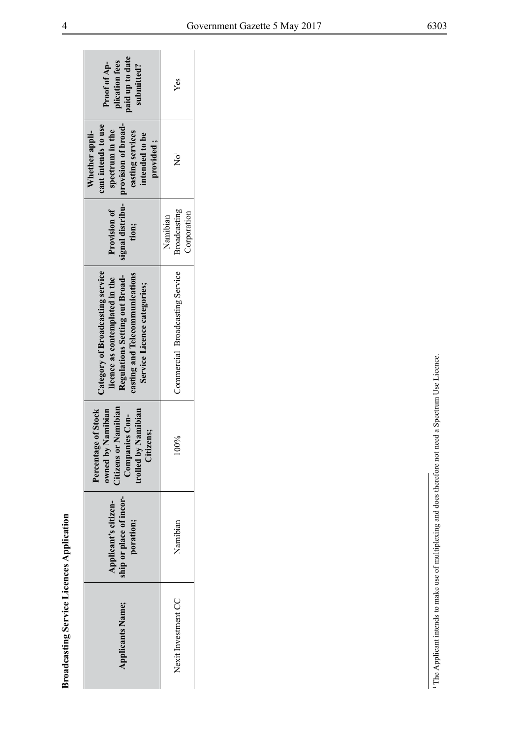**Broadcasting Service Licences Application**

| Applicants Name; | Applicant's citizenship or place of incorporation; | Percentage of Stock owned by Namibian Citizens or Namibian Companies Controlled by Namibian Citizens; | Category of Broadcasting service licence as contemplated in the Regulations Setting out Broadcasting and Telecommunications Service Licence categories; | Provision of signal distribution; | Whether applicant intends to use spectrum in the provision of broadcasting services intended to be provided ; | Proof of Application fees paid up to date submitted? |
|---|---|---|---|---|---|---|
| Nexit Investment CC | Namibian | 100% | Commercial Broadcasting Service | Namibian Broadcasting Corporation | No[1] | Yes |

[1] The Applicant intends to make use of multiplexing and does therefore not need a Spectrum Use Licence.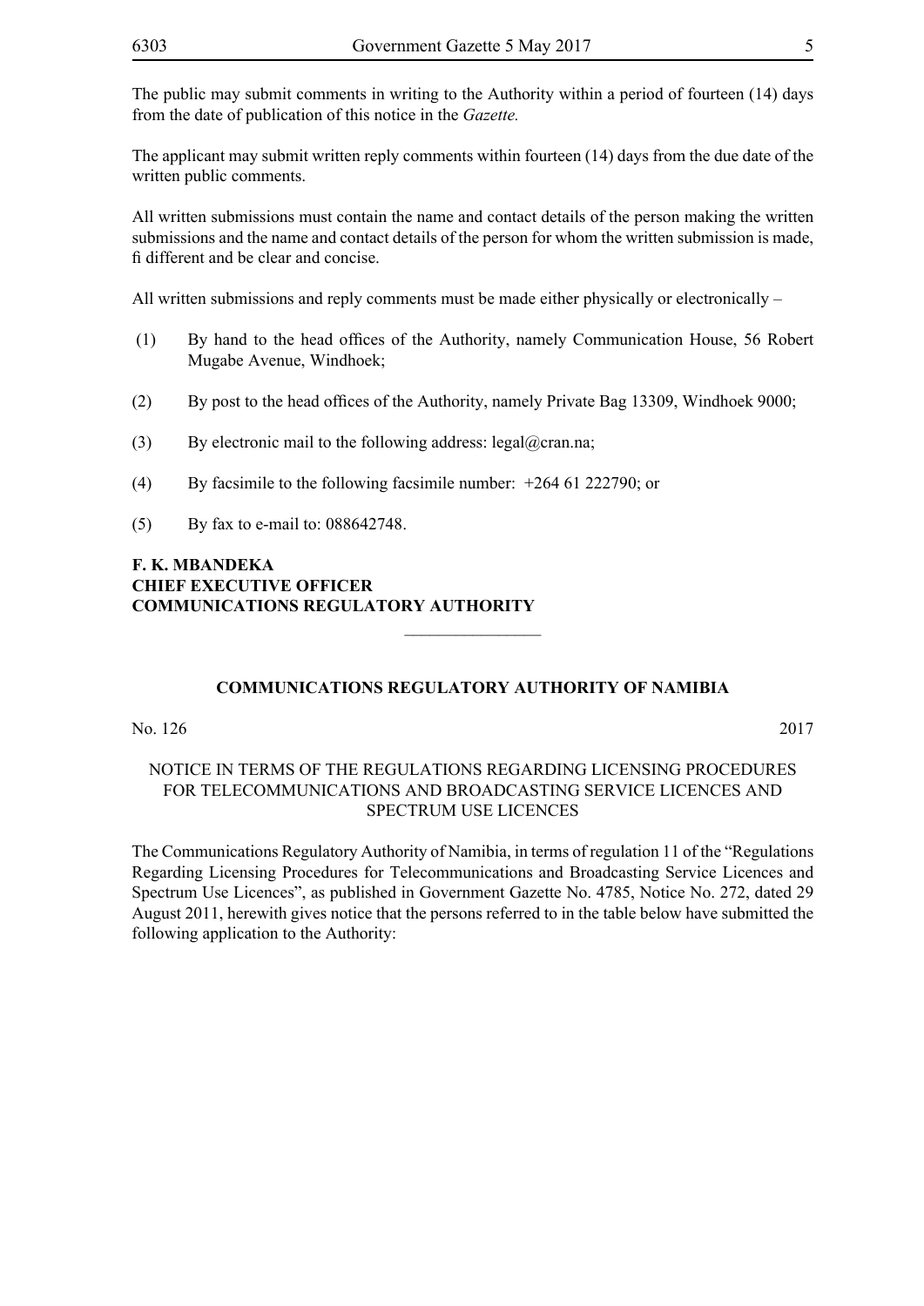The public may submit comments in writing to the Authority within a period of fourteen (14) days from the date of publication of this notice in the *Gazette.*

The applicant may submit written reply comments within fourteen (14) days from the due date of the written public comments.

All written submissions must contain the name and contact details of the person making the written submissions and the name and contact details of the person for whom the written submission is made, fi different and be clear and concise.

All written submissions and reply comments must be made either physically or electronically –

(1) By hand to the head offices of the Authority, namely Communication House, 56 Robert Mugabe Avenue, Windhoek;

(2) By post to the head offices of the Authority, namely Private Bag 13309, Windhoek 9000;

(3) By electronic mail to the following address: legal@cran.na;

(4) By facsimile to the following facsimile number: +264 61 222790; or

(5) By fax to e-mail to: 088642748.

**F. K. MBANDEKA**
**CHIEF EXECUTIVE OFFICER**
**COMMUNICATIONS REGULATORY AUTHORITY**

---

**COMMUNICATIONS REGULATORY AUTHORITY OF NAMIBIA**

No. 126 2017

NOTICE IN TERMS OF THE REGULATIONS REGARDING LICENSING PROCEDURES FOR TELECOMMUNICATIONS AND BROADCASTING SERVICE LICENCES AND SPECTRUM USE LICENCES

The Communications Regulatory Authority of Namibia, in terms of regulation 11 of the "Regulations Regarding Licensing Procedures for Telecommunications and Broadcasting Service Licences and Spectrum Use Licences", as published in Government Gazette No. 4785, Notice No. 272, dated 29 August 2011, herewith gives notice that the persons referred to in the table below have submitted the following application to the Authority: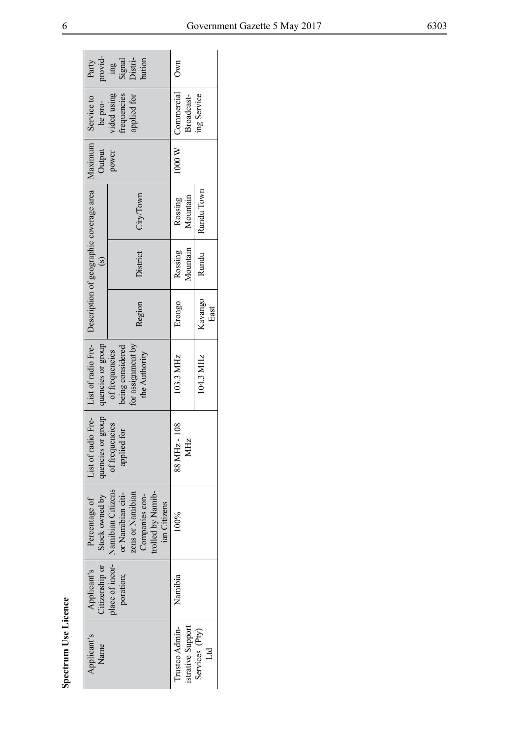**Spectrum Use Licence**

| Applicant's Name | Applicant's Citizenship or place of incorporation; | Percentage of Stock owned by Namibian Citizens or Namibian citizens or Namibian Companies controlled by Namibian Citizens | List of radio Frequencies or group of frequencies applied for | List of radio Frequencies or group of frequencies being considered for assignment by the Authority | Description of geographic coverage area (s) | | | Maximum Output power | Service to be provided using frequencies applied for | Party providing Signal Distribution |
|---|---|---|---|---|---|---|---|---|---|---|
| | | | | | Region | District | City/Town | | | |
| Trustco Administrative Support Services (Pty) Ltd | Namibia | 100% | 88 MHz - 108 MHz | 103.3 MHz | Erongo | Rossing Mountain | Rossing Mountain | 1000 W | Commercial Broadcasting Service | Own |
| | | | | 104.3 MHz | Kavango East | Rundu | Rundu Town | | | |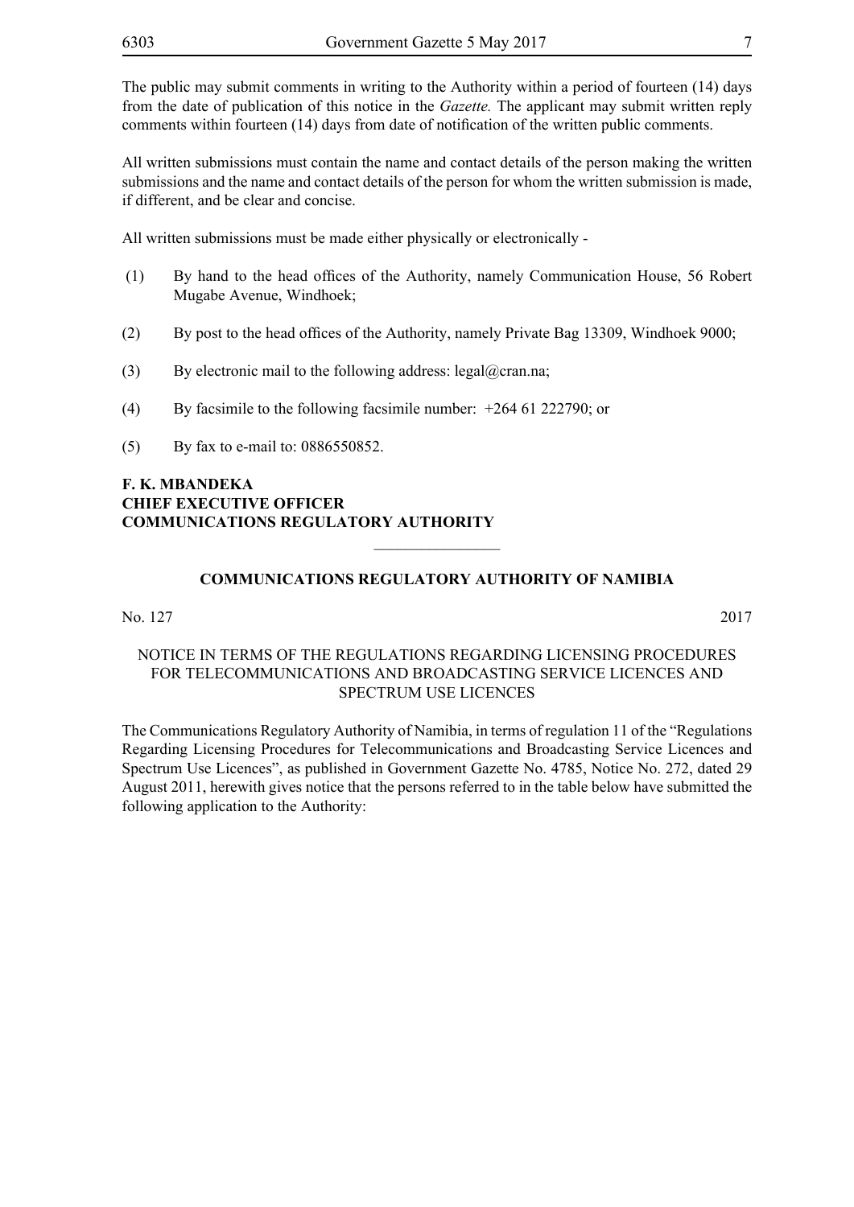The public may submit comments in writing to the Authority within a period of fourteen (14) days from the date of publication of this notice in the *Gazette.* The applicant may submit written reply comments within fourteen (14) days from date of notification of the written public comments.

All written submissions must contain the name and contact details of the person making the written submissions and the name and contact details of the person for whom the written submission is made, if different, and be clear and concise.

All written submissions must be made either physically or electronically -

(1) By hand to the head offices of the Authority, namely Communication House, 56 Robert Mugabe Avenue, Windhoek;

(2) By post to the head offices of the Authority, namely Private Bag 13309, Windhoek 9000;

(3) By electronic mail to the following address: legal@cran.na;

(4) By facsimile to the following facsimile number: +264 61 222790; or

(5) By fax to e-mail to: 0886550852.

**F. K. MBANDEKA**
**CHIEF EXECUTIVE OFFICER**
**COMMUNICATIONS REGULATORY AUTHORITY**

________________

## COMMUNICATIONS REGULATORY AUTHORITY OF NAMIBIA

No. 127 2017

NOTICE IN TERMS OF THE REGULATIONS REGARDING LICENSING PROCEDURES FOR TELECOMMUNICATIONS AND BROADCASTING SERVICE LICENCES AND SPECTRUM USE LICENCES

The Communications Regulatory Authority of Namibia, in terms of regulation 11 of the "Regulations Regarding Licensing Procedures for Telecommunications and Broadcasting Service Licences and Spectrum Use Licences", as published in Government Gazette No. 4785, Notice No. 272, dated 29 August 2011, herewith gives notice that the persons referred to in the table below have submitted the following application to the Authority: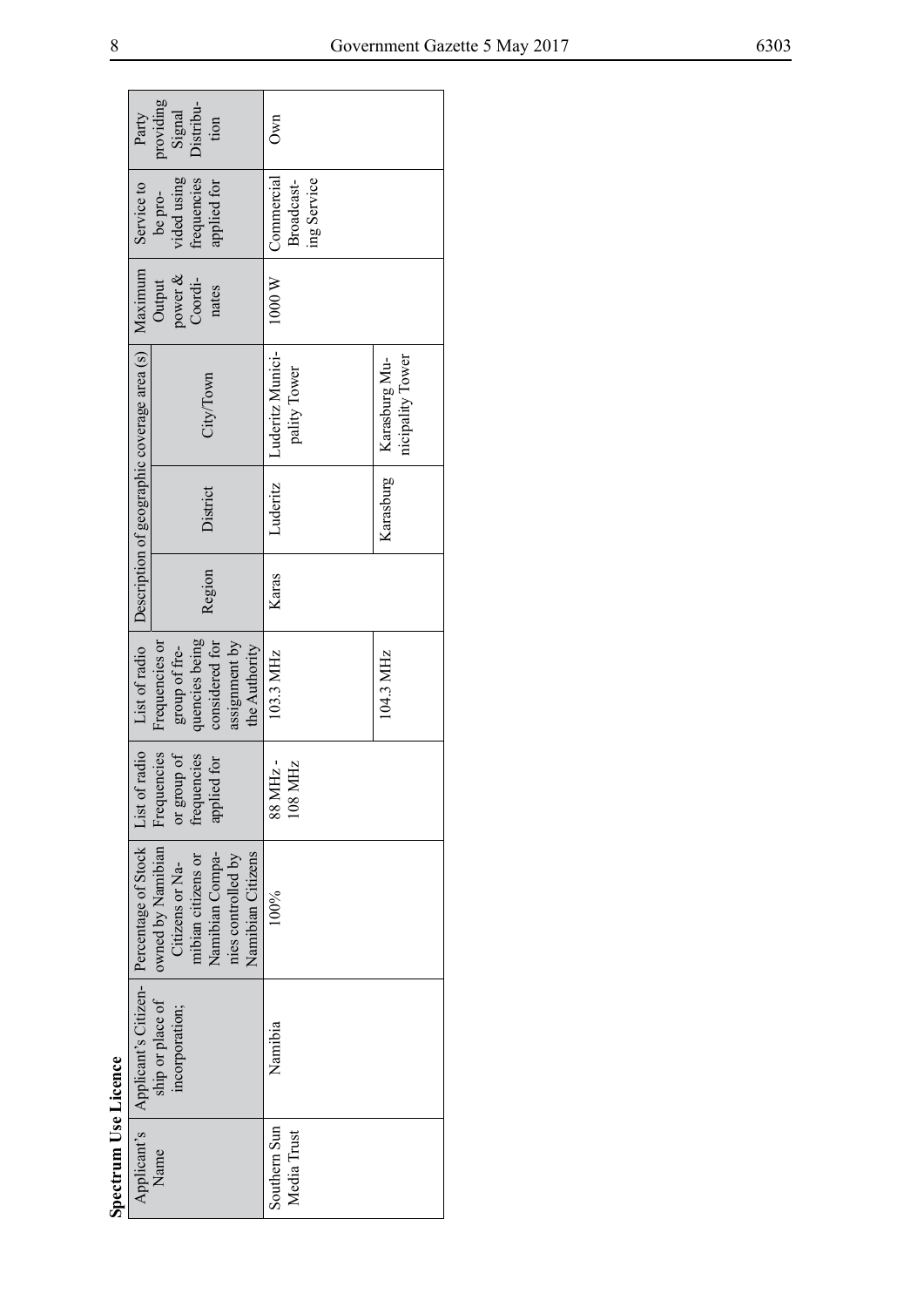**Spectrum Use Licence**

| Applicant's Name | Applicant's Citizenship or place of incorporation; | Percentage of Stock owned by Namibian Citizens or Namibian citizens or Namibian Companies controlled by Namibian Citizens | List of radio Frequencies or group of frequencies applied for | List of radio Frequencies or group of frequencies being considered for assignment by the Authority | Description of geographic coverage area (s) | | | Maximum Output power & Coordinates | Service to be provided using frequencies applied for | Party providing Signal Distribution |
|---|---|---|---|---|---|---|---|---|---|---|
| | | | | | Region | District | City/Town | | | |
| Southern Sun Media Trust | Namibia | 100% | 88 MHz - 108 MHz | 103.3 MHz | Karas | Luderitz | Luderitz Municipality Tower | 1000 W | Commercial Broadcasting Service | Own |
| | | | | 104.3 MHz | | Karasburg | Karasburg Municipality Tower | | | |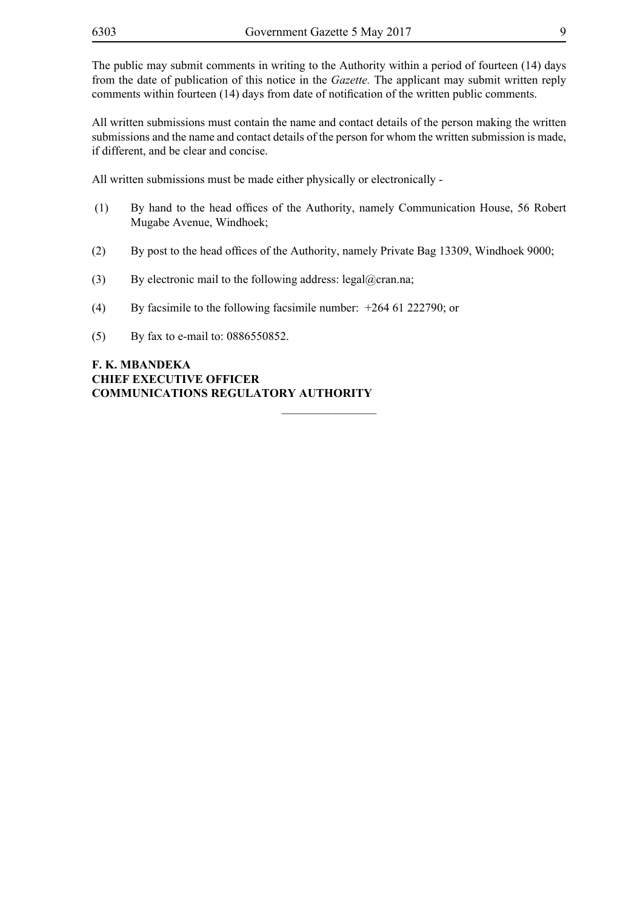The public may submit comments in writing to the Authority within a period of fourteen (14) days from the date of publication of this notice in the *Gazette.* The applicant may submit written reply comments within fourteen (14) days from date of notification of the written public comments.

All written submissions must contain the name and contact details of the person making the written submissions and the name and contact details of the person for whom the written submission is made, if different, and be clear and concise.

All written submissions must be made either physically or electronically -

(1) By hand to the head offices of the Authority, namely Communication House, 56 Robert Mugabe Avenue, Windhoek;

(2) By post to the head offices of the Authority, namely Private Bag 13309, Windhoek 9000;

(3) By electronic mail to the following address: legal@cran.na;

(4) By facsimile to the following facsimile number: +264 61 222790; or

(5) By fax to e-mail to: 0886550852.

**F. K. MBANDEKA**
**CHIEF EXECUTIVE OFFICER**
**COMMUNICATIONS REGULATORY AUTHORITY**

________________